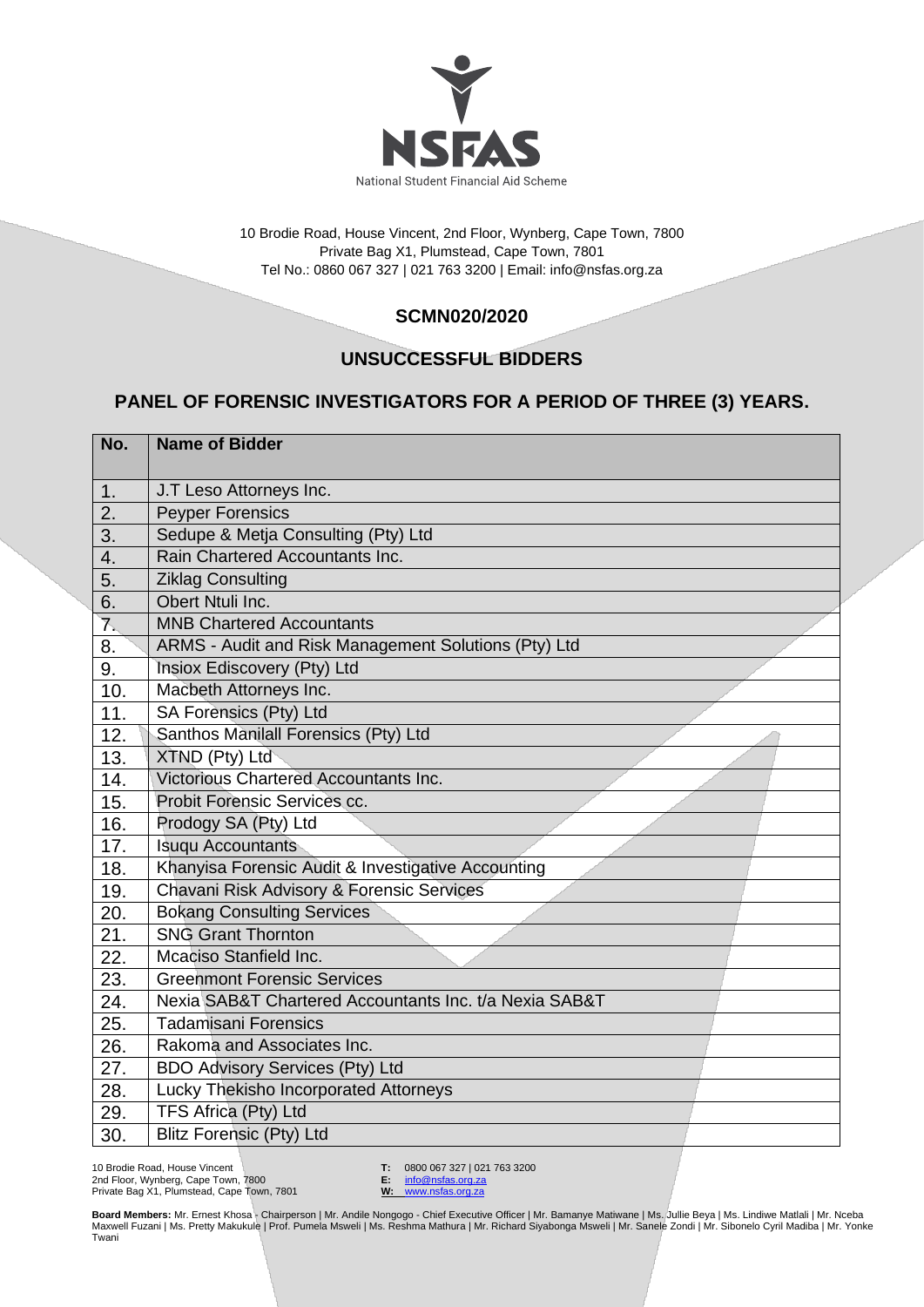NSFAS

National Student Financial Aid Scheme

10 Brodie Road, House Vincent, 2nd Floor, Wynberg, Cape Town, 7800
Private Bag X1, Plumstead, Cape Town, 7801
Tel No.: 0860 067 327 | 021 763 3200 | Email: info@nsfas.org.za

## SCMN020/2020

## UNSUCCESSFUL BIDDERS

## PANEL OF FORENSIC INVESTIGATORS FOR A PERIOD OF THREE (3) YEARS.

| No. | Name of Bidder |
|---|---|
| 1. | J.T Leso Attorneys Inc. |
| 2. | Peyper Forensics |
| 3. | Sedupe & Metja Consulting (Pty) Ltd |
| 4. | Rain Chartered Accountants Inc. |
| 5. | Ziklag Consulting |
| 6. | Obert Ntuli Inc. |
| 7. | MNB Chartered Accountants |
| 8. | ARMS - Audit and Risk Management Solutions (Pty) Ltd |
| 9. | Insiox Ediscovery (Pty) Ltd |
| 10. | Macbeth Attorneys Inc. |
| 11. | SA Forensics (Pty) Ltd |
| 12. | Santhos Manilall Forensics (Pty) Ltd |
| 13. | XTND (Pty) Ltd |
| 14. | Victorious Chartered Accountants Inc. |
| 15. | Probit Forensic Services cc. |
| 16. | Prodogy SA (Pty) Ltd |
| 17. | Isuqu Accountants |
| 18. | Khanyisa Forensic Audit & Investigative Accounting |
| 19. | Chavani Risk Advisory & Forensic Services |
| 20. | Bokang Consulting Services |
| 21. | SNG Grant Thornton |
| 22. | Mcaciso Stanfield Inc. |
| 23. | Greenmont Forensic Services |
| 24. | Nexia SAB&T Chartered Accountants Inc. t/a Nexia SAB&T |
| 25. | Tadamisani Forensics |
| 26. | Rakoma and Associates Inc. |
| 27. | BDO Advisory Services (Pty) Ltd |
| 28. | Lucky Thekisho Incorporated Attorneys |
| 29. | TFS Africa (Pty) Ltd |
| 30. | Blitz Forensic (Pty) Ltd |

10 Brodie Road, House Vincent
2nd Floor, Wynberg, Cape Town, 7800
Private Bag X1, Plumstead, Cape Town, 7801

**T:** 0800 067 327 | 021 763 3200
**E:** info@nsfas.org.za
**W:** www.nsfas.org.za

**Board Members:** Mr. Ernest Khosa - Chairperson | Mr. Andile Nongogo - Chief Executive Officer | Mr. Bamanye Matiwane | Ms. Jullie Beya | Ms. Lindiwe Matlali | Mr. Nceba Maxwell Fuzani | Ms. Pretty Makukule | Prof. Pumela Msweli | Ms. Reshma Mathura | Mr. Richard Siyabonga Msweli | Mr. Sanele Zondi | Mr. Sibonelo Cyril Madiba | Mr. Yonke Twani